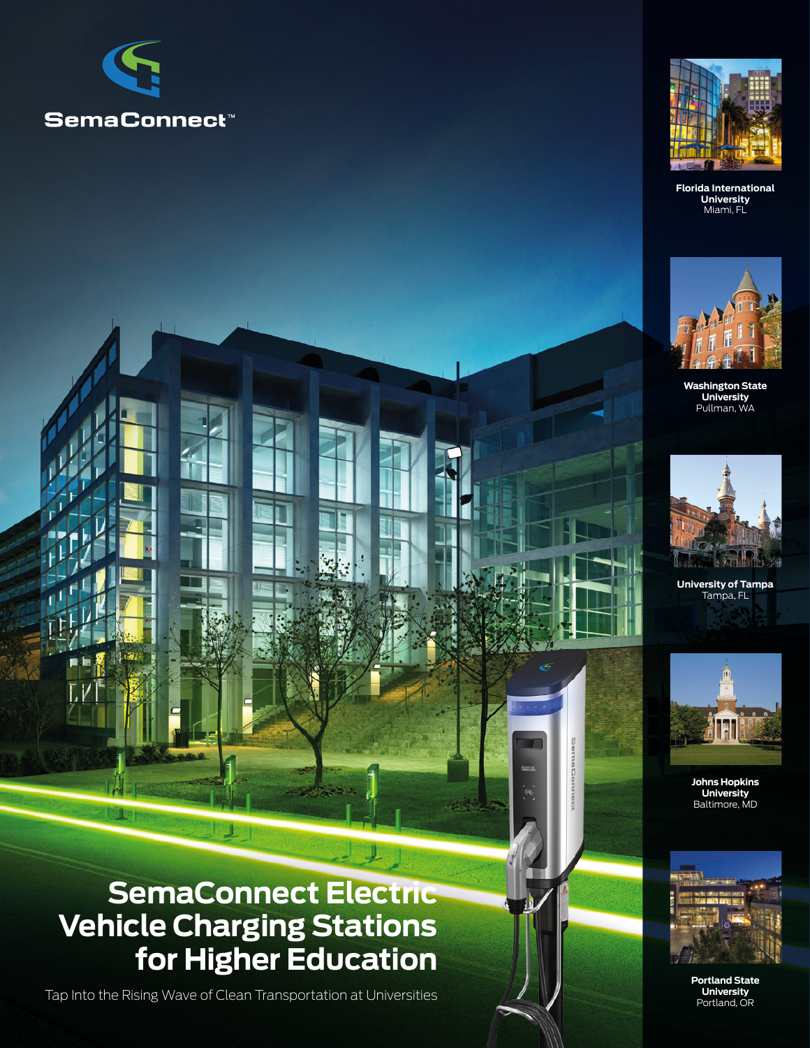SemaConnect™

# SemaConnect Electric Vehicle Charging Stations for Higher Education

Tap Into the Rising Wave of Clean Transportation at Universities

**Florida International University**
Miami, FL

**Washington State University**
Pullman, WA

**University of Tampa**
Tampa, FL

**Johns Hopkins University**
Baltimore, MD

**Portland State University**
Portland, OR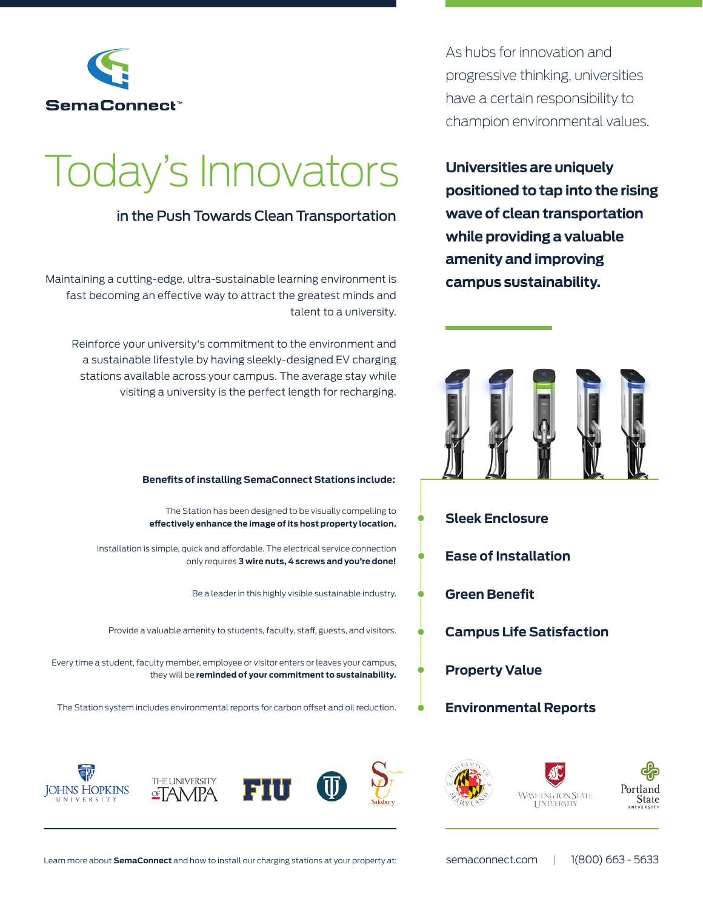SemaConnect™

# Today's Innovators

## in the Push Towards Clean Transportation

Maintaining a cutting-edge, ultra-sustainable learning environment is fast becoming an effective way to attract the greatest minds and talent to a university.

Reinforce your university's commitment to the environment and a sustainable lifestyle by having sleekly-designed EV charging stations available across your campus. The average stay while visiting a university is the perfect length for recharging.

As hubs for innovation and progressive thinking, universities have a certain responsibility to champion environmental values.

**Universities are uniquely positioned to tap into the rising wave of clean transportation while providing a valuable amenity and improving campus sustainability.**

**Benefits of installing SemaConnect Stations include:**

- **Sleek Enclosure** — The Station has been designed to be visually compelling to **effectively enhance the image of its host property location.**
- **Ease of Installation** — Installation is simple, quick and affordable. The electrical service connection only requires **3 wire nuts, 4 screws and you're done!**
- **Green Benefit** — Be a leader in this highly visible sustainable industry.
- **Campus Life Satisfaction** — Provide a valuable amenity to students, faculty, staff, guests, and visitors.
- **Property Value** — Every time a student, faculty member, employee or visitor enters or leaves your campus, they will be **reminded of your commitment to sustainability.**
- **Environmental Reports** — The Station system includes environmental reports for carbon offset and oil reduction.

Johns Hopkins University | The University of Tampa | FIU | University of Toledo | Salisbury University | University of Maryland | Washington State University | Portland State University

Learn more about **SemaConnect** and how to install our charging stations at your property at:

semaconnect.com | 1(800) 663 - 5633